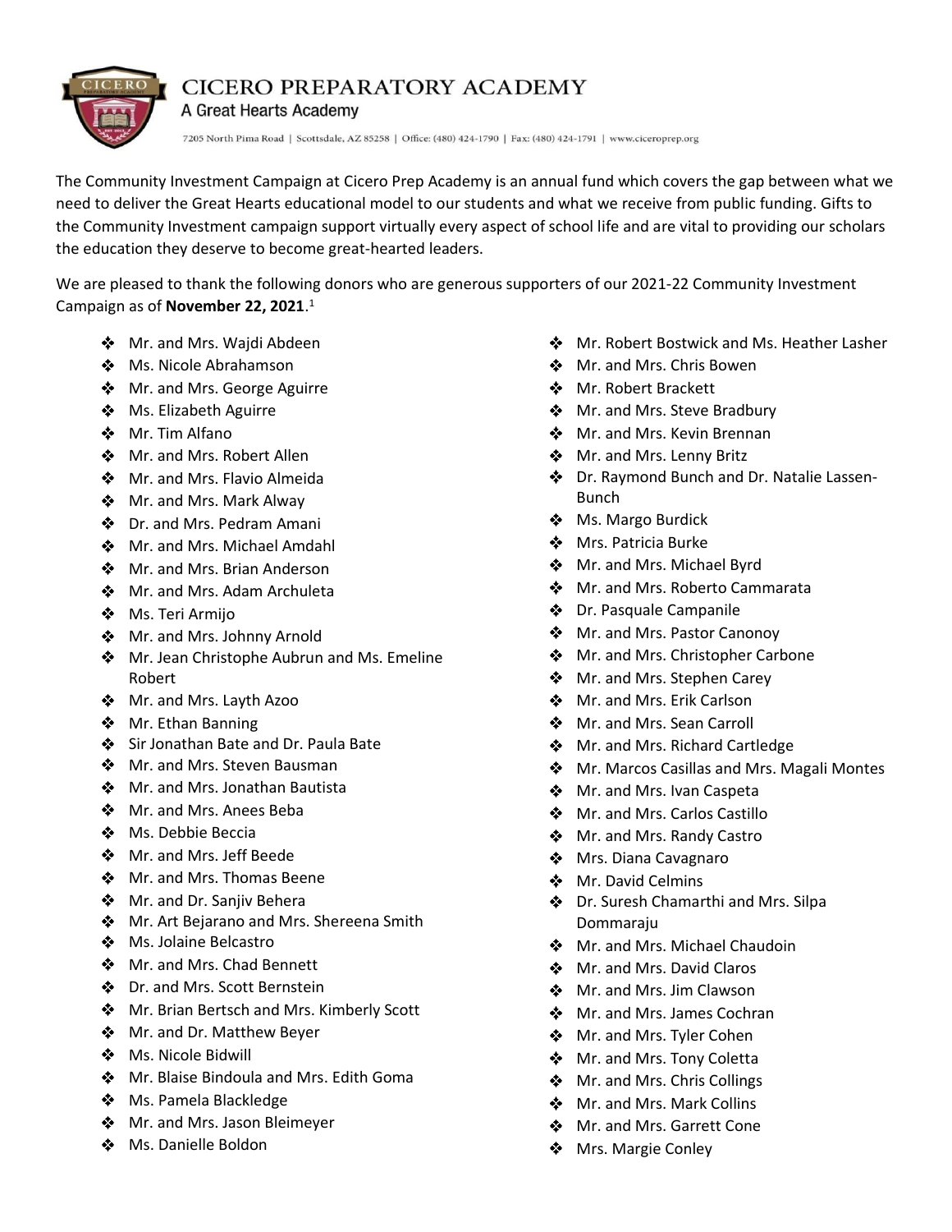# CICERO PREPARATORY ACADEMY

A Great Hearts Academy

7205 North Pima Road | Scottsdale, AZ 85258 | Office: (480) 424-1790 | Fax: (480) 424-1791 | www.ciceroprep.org

The Community Investment Campaign at Cicero Prep Academy is an annual fund which covers the gap between what we need to deliver the Great Hearts educational model to our students and what we receive from public funding. Gifts to the Community Investment campaign support virtually every aspect of school life and are vital to providing our scholars the education they deserve to become great-hearted leaders.

We are pleased to thank the following donors who are generous supporters of our 2021-22 Community Investment Campaign as of **November 22, 2021**.[1]

- Mr. and Mrs. Wajdi Abdeen
- Ms. Nicole Abrahamson
- Mr. and Mrs. George Aguirre
- Ms. Elizabeth Aguirre
- Mr. Tim Alfano
- Mr. and Mrs. Robert Allen
- Mr. and Mrs. Flavio Almeida
- Mr. and Mrs. Mark Alway
- Dr. and Mrs. Pedram Amani
- Mr. and Mrs. Michael Amdahl
- Mr. and Mrs. Brian Anderson
- Mr. and Mrs. Adam Archuleta
- Ms. Teri Armijo
- Mr. and Mrs. Johnny Arnold
- Mr. Jean Christophe Aubrun and Ms. Emeline Robert
- Mr. and Mrs. Layth Azoo
- Mr. Ethan Banning
- Sir Jonathan Bate and Dr. Paula Bate
- Mr. and Mrs. Steven Bausman
- Mr. and Mrs. Jonathan Bautista
- Mr. and Mrs. Anees Beba
- Ms. Debbie Beccia
- Mr. and Mrs. Jeff Beede
- Mr. and Mrs. Thomas Beene
- Mr. and Dr. Sanjiv Behera
- Mr. Art Bejarano and Mrs. Shereena Smith
- Ms. Jolaine Belcastro
- Mr. and Mrs. Chad Bennett
- Dr. and Mrs. Scott Bernstein
- Mr. Brian Bertsch and Mrs. Kimberly Scott
- Mr. and Dr. Matthew Beyer
- Ms. Nicole Bidwill
- Mr. Blaise Bindoula and Mrs. Edith Goma
- Ms. Pamela Blackledge
- Mr. and Mrs. Jason Bleimeyer
- Ms. Danielle Boldon
- Mr. Robert Bostwick and Ms. Heather Lasher
- Mr. and Mrs. Chris Bowen
- Mr. Robert Brackett
- Mr. and Mrs. Steve Bradbury
- Mr. and Mrs. Kevin Brennan
- Mr. and Mrs. Lenny Britz
- Dr. Raymond Bunch and Dr. Natalie Lassen-Bunch
- Ms. Margo Burdick
- Mrs. Patricia Burke
- Mr. and Mrs. Michael Byrd
- Mr. and Mrs. Roberto Cammarata
- Dr. Pasquale Campanile
- Mr. and Mrs. Pastor Canonoy
- Mr. and Mrs. Christopher Carbone
- Mr. and Mrs. Stephen Carey
- Mr. and Mrs. Erik Carlson
- Mr. and Mrs. Sean Carroll
- Mr. and Mrs. Richard Cartledge
- Mr. Marcos Casillas and Mrs. Magali Montes
- Mr. and Mrs. Ivan Caspeta
- Mr. and Mrs. Carlos Castillo
- Mr. and Mrs. Randy Castro
- Mrs. Diana Cavagnaro
- Mr. David Celmins
- Dr. Suresh Chamarthi and Mrs. Silpa Dommaraju
- Mr. and Mrs. Michael Chaudoin
- Mr. and Mrs. David Claros
- Mr. and Mrs. Jim Clawson
- Mr. and Mrs. James Cochran
- Mr. and Mrs. Tyler Cohen
- Mr. and Mrs. Tony Coletta
- Mr. and Mrs. Chris Collings
- Mr. and Mrs. Mark Collins
- Mr. and Mrs. Garrett Cone
- Mrs. Margie Conley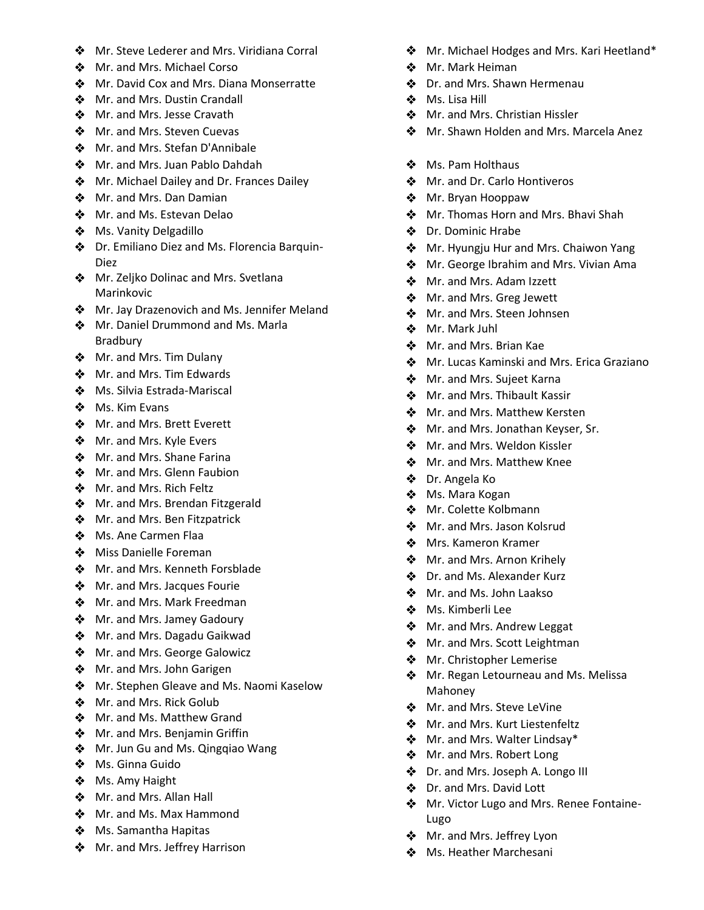- Mr. Steve Lederer and Mrs. Viridiana Corral
- Mr. and Mrs. Michael Corso
- Mr. David Cox and Mrs. Diana Monserratte
- Mr. and Mrs. Dustin Crandall
- Mr. and Mrs. Jesse Cravath
- Mr. and Mrs. Steven Cuevas
- Mr. and Mrs. Stefan D'Annibale
- Mr. and Mrs. Juan Pablo Dahdah
- Mr. Michael Dailey and Dr. Frances Dailey
- Mr. and Mrs. Dan Damian
- Mr. and Ms. Estevan Delao
- Ms. Vanity Delgadillo
- Dr. Emiliano Diez and Ms. Florencia Barquin-Diez
- Mr. Zeljko Dolinac and Mrs. Svetlana Marinkovic
- Mr. Jay Drazenovich and Ms. Jennifer Meland
- Mr. Daniel Drummond and Ms. Marla Bradbury
- Mr. and Mrs. Tim Dulany
- Mr. and Mrs. Tim Edwards
- Ms. Silvia Estrada-Mariscal
- Ms. Kim Evans
- Mr. and Mrs. Brett Everett
- Mr. and Mrs. Kyle Evers
- Mr. and Mrs. Shane Farina
- Mr. and Mrs. Glenn Faubion
- Mr. and Mrs. Rich Feltz
- Mr. and Mrs. Brendan Fitzgerald
- Mr. and Mrs. Ben Fitzpatrick
- Ms. Ane Carmen Flaa
- Miss Danielle Foreman
- Mr. and Mrs. Kenneth Forsblade
- Mr. and Mrs. Jacques Fourie
- Mr. and Mrs. Mark Freedman
- Mr. and Mrs. Jamey Gadoury
- Mr. and Mrs. Dagadu Gaikwad
- Mr. and Mrs. George Galowicz
- Mr. and Mrs. John Garigen
- Mr. Stephen Gleave and Ms. Naomi Kaselow
- Mr. and Mrs. Rick Golub
- Mr. and Ms. Matthew Grand
- Mr. and Mrs. Benjamin Griffin
- Mr. Jun Gu and Ms. Qingqiao Wang
- Ms. Ginna Guido
- Ms. Amy Haight
- Mr. and Mrs. Allan Hall
- Mr. and Ms. Max Hammond
- Ms. Samantha Hapitas
- Mr. and Mrs. Jeffrey Harrison
- Mr. Michael Hodges and Mrs. Kari Heetland*
- Mr. Mark Heiman
- Dr. and Mrs. Shawn Hermenau
- Ms. Lisa Hill
- Mr. and Mrs. Christian Hissler
- Mr. Shawn Holden and Mrs. Marcela Anez
- Ms. Pam Holthaus
- Mr. and Dr. Carlo Hontiveros
- Mr. Bryan Hooppaw
- Mr. Thomas Horn and Mrs. Bhavi Shah
- Dr. Dominic Hrabe
- Mr. Hyungju Hur and Mrs. Chaiwon Yang
- Mr. George Ibrahim and Mrs. Vivian Ama
- Mr. and Mrs. Adam Izzett
- Mr. and Mrs. Greg Jewett
- Mr. and Mrs. Steen Johnsen
- Mr. Mark Juhl
- Mr. and Mrs. Brian Kae
- Mr. Lucas Kaminski and Mrs. Erica Graziano
- Mr. and Mrs. Sujeet Karna
- Mr. and Mrs. Thibault Kassir
- Mr. and Mrs. Matthew Kersten
- Mr. and Mrs. Jonathan Keyser, Sr.
- Mr. and Mrs. Weldon Kissler
- Mr. and Mrs. Matthew Knee
- Dr. Angela Ko
- Ms. Mara Kogan
- Mr. Colette Kolbmann
- Mr. and Mrs. Jason Kolsrud
- Mrs. Kameron Kramer
- Mr. and Mrs. Arnon Krihely
- Dr. and Ms. Alexander Kurz
- Mr. and Ms. John Laakso
- Ms. Kimberli Lee
- Mr. and Mrs. Andrew Leggat
- Mr. and Mrs. Scott Leightman
- Mr. Christopher Lemerise
- Mr. Regan Letourneau and Ms. Melissa Mahoney
- Mr. and Mrs. Steve LeVine
- Mr. and Mrs. Kurt Liestenfeltz
- Mr. and Mrs. Walter Lindsay*
- Mr. and Mrs. Robert Long
- Dr. and Mrs. Joseph A. Longo III
- Dr. and Mrs. David Lott
- Mr. Victor Lugo and Mrs. Renee Fontaine-Lugo
- Mr. and Mrs. Jeffrey Lyon
- Ms. Heather Marchesani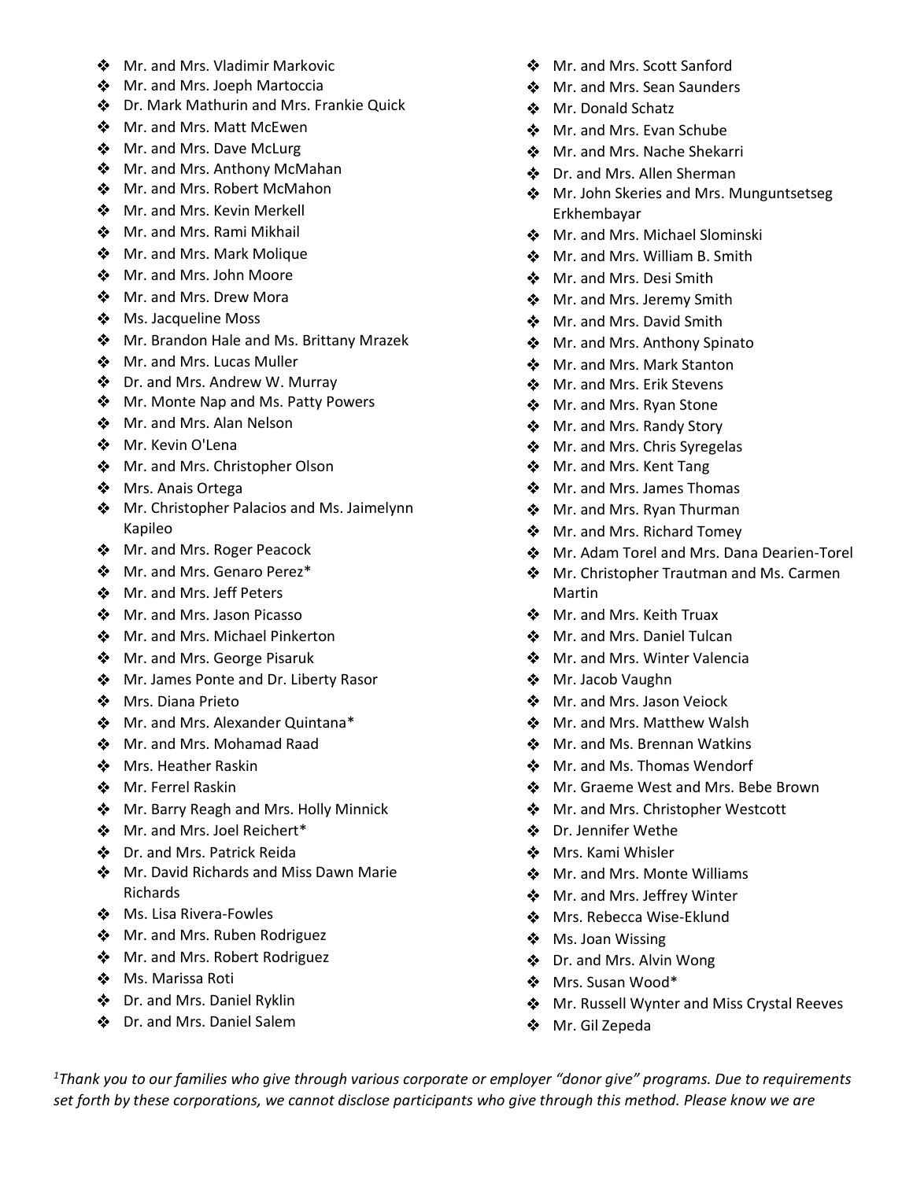- Mr. and Mrs. Vladimir Markovic
- Mr. and Mrs. Joeph Martoccia
- Dr. Mark Mathurin and Mrs. Frankie Quick
- Mr. and Mrs. Matt McEwen
- Mr. and Mrs. Dave McLurg
- Mr. and Mrs. Anthony McMahan
- Mr. and Mrs. Robert McMahon
- Mr. and Mrs. Kevin Merkell
- Mr. and Mrs. Rami Mikhail
- Mr. and Mrs. Mark Molique
- Mr. and Mrs. John Moore
- Mr. and Mrs. Drew Mora
- Ms. Jacqueline Moss
- Mr. Brandon Hale and Ms. Brittany Mrazek
- Mr. and Mrs. Lucas Muller
- Dr. and Mrs. Andrew W. Murray
- Mr. Monte Nap and Ms. Patty Powers
- Mr. and Mrs. Alan Nelson
- Mr. Kevin O'Lena
- Mr. and Mrs. Christopher Olson
- Mrs. Anais Ortega
- Mr. Christopher Palacios and Ms. Jaimelynn Kapileo
- Mr. and Mrs. Roger Peacock
- Mr. and Mrs. Genaro Perez*
- Mr. and Mrs. Jeff Peters
- Mr. and Mrs. Jason Picasso
- Mr. and Mrs. Michael Pinkerton
- Mr. and Mrs. George Pisaruk
- Mr. James Ponte and Dr. Liberty Rasor
- Mrs. Diana Prieto
- Mr. and Mrs. Alexander Quintana*
- Mr. and Mrs. Mohamad Raad
- Mrs. Heather Raskin
- Mr. Ferrel Raskin
- Mr. Barry Reagh and Mrs. Holly Minnick
- Mr. and Mrs. Joel Reichert*
- Dr. and Mrs. Patrick Reida
- Mr. David Richards and Miss Dawn Marie Richards
- Ms. Lisa Rivera-Fowles
- Mr. and Mrs. Ruben Rodriguez
- Mr. and Mrs. Robert Rodriguez
- Ms. Marissa Roti
- Dr. and Mrs. Daniel Ryklin
- Dr. and Mrs. Daniel Salem
- Mr. and Mrs. Scott Sanford
- Mr. and Mrs. Sean Saunders
- Mr. Donald Schatz
- Mr. and Mrs. Evan Schube
- Mr. and Mrs. Nache Shekarri
- Dr. and Mrs. Allen Sherman
- Mr. John Skeries and Mrs. Munguntsetseg Erkhembayar
- Mr. and Mrs. Michael Slominski
- Mr. and Mrs. William B. Smith
- Mr. and Mrs. Desi Smith
- Mr. and Mrs. Jeremy Smith
- Mr. and Mrs. David Smith
- Mr. and Mrs. Anthony Spinato
- Mr. and Mrs. Mark Stanton
- Mr. and Mrs. Erik Stevens
- Mr. and Mrs. Ryan Stone
- Mr. and Mrs. Randy Story
- Mr. and Mrs. Chris Syregelas
- Mr. and Mrs. Kent Tang
- Mr. and Mrs. James Thomas
- Mr. and Mrs. Ryan Thurman
- Mr. and Mrs. Richard Tomey
- Mr. Adam Torel and Mrs. Dana Dearien-Torel
- Mr. Christopher Trautman and Ms. Carmen Martin
- Mr. and Mrs. Keith Truax
- Mr. and Mrs. Daniel Tulcan
- Mr. and Mrs. Winter Valencia
- Mr. Jacob Vaughn
- Mr. and Mrs. Jason Veiock
- Mr. and Mrs. Matthew Walsh
- Mr. and Ms. Brennan Watkins
- Mr. and Ms. Thomas Wendorf
- Mr. Graeme West and Mrs. Bebe Brown
- Mr. and Mrs. Christopher Westcott
- Dr. Jennifer Wethe
- Mrs. Kami Whisler
- Mr. and Mrs. Monte Williams
- Mr. and Mrs. Jeffrey Winter
- Mrs. Rebecca Wise-Eklund
- Ms. Joan Wissing
- Dr. and Mrs. Alvin Wong
- Mrs. Susan Wood*
- Mr. Russell Wynter and Miss Crystal Reeves
- Mr. Gil Zepeda

*[1]Thank you to our families who give through various corporate or employer "donor give" programs. Due to requirements set forth by these corporations, we cannot disclose participants who give through this method. Please know we are*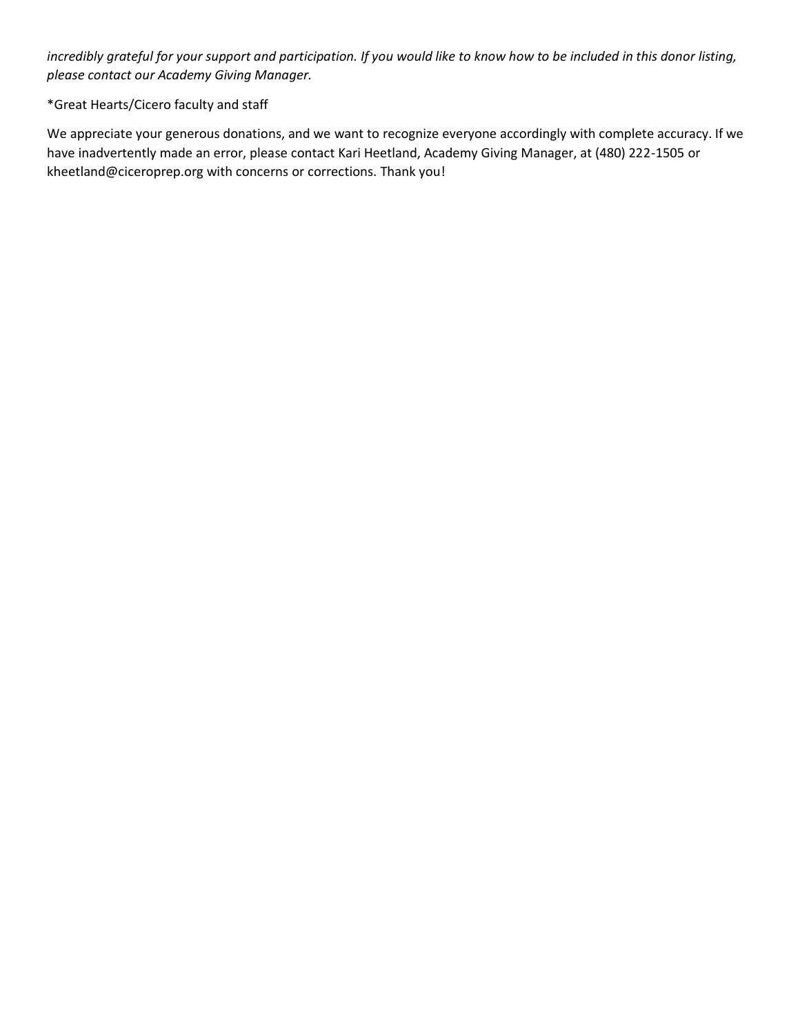*incredibly grateful for your support and participation. If you would like to know how to be included in this donor listing, please contact our Academy Giving Manager.*

*Great Hearts/Cicero faculty and staff

We appreciate your generous donations, and we want to recognize everyone accordingly with complete accuracy. If we have inadvertently made an error, please contact Kari Heetland, Academy Giving Manager, at (480) 222-1505 or kheetland@ciceroprep.org with concerns or corrections. Thank you!